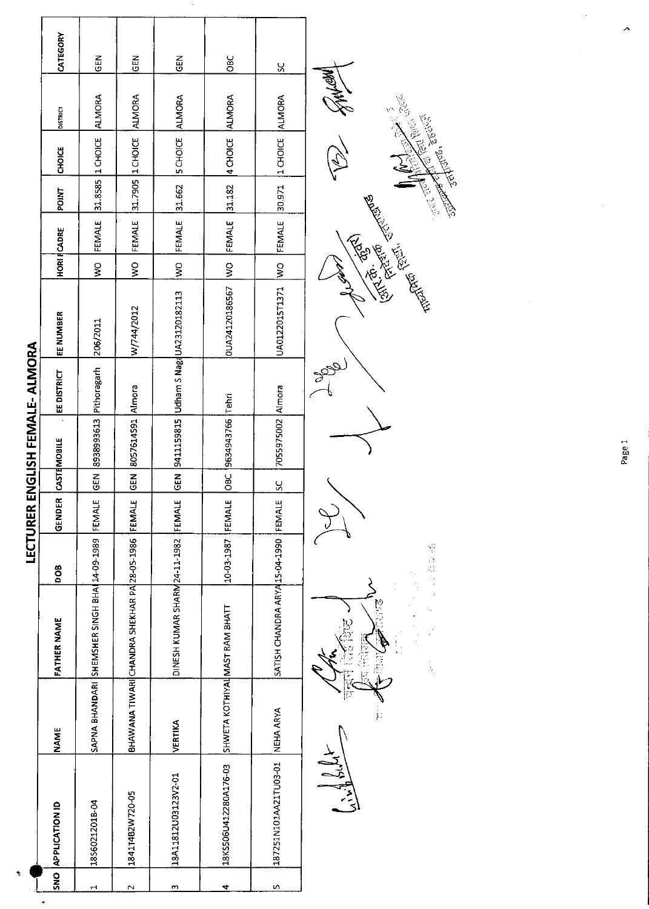# LECTURER ENGLISH FEMALE- ALMORA

| SNO | APPLICATION ID | NAME | FATHER NAME | DOB | GENDER | CASTE | MOBILE | EE DISTRICT | EE NUMBER | HORI | CADRE | POINT | CHOICE | DISTRICT | CATEGORY |
|---|---|---|---|---|---|---|---|---|---|---|---|---|---|---|---|
| 1 | 18S6021201B-04 | SAPNA BHANDARI | SHEMSHER SINGH BHA | 14-09-1989 | FEMALE | GEN | 8938993613 | Pithoragarh | 206/2011 | WO | FEMALE | 31.8585 | 1 CHOICE | ALMORA | GEN |
| 2 | 1841T4B2W720-05 | BHAWANA TIWARI | CHANDRA SHEKHAR PA | 28-05-1986 | FEMALE | GEN | 8057614591 | Almora | W/744/2012 | WO | FEMALE | 31.7905 | 1 CHOICE | ALMORA | GEN |
| 3 | 18A1812U03123V2-01 | VERTIKA | DINESH KUMAR SHARM | 24-11-1982 | FEMALE | GEN | 9411159815 | Udham S Nag | UA23120182113 | WO | FEMALE | 31.662 | 5 CHOICE | ALMORA | GEN |
| 4 | 18KS506U412280A176-03 | SHWETA KOTHIYAL | MAST RAM BHATT | 10-03-1987 | FEMALE | OBC | 9634943766 | Tehri | 0UA24120186567 | WO | FEMALE | 31.182 | 4 CHOICE | ALMORA | OBC |
| 5 | 187251N101AA21TU03-01 | NEHA ARYA | SATISH CHANDRA ARYA | 15-04-1990 | FEMALE | SC | 7055975002 | Almora | UA01220151371 | WO | FEMALE | 30.971 | 1 CHOICE | ALMORA | SC |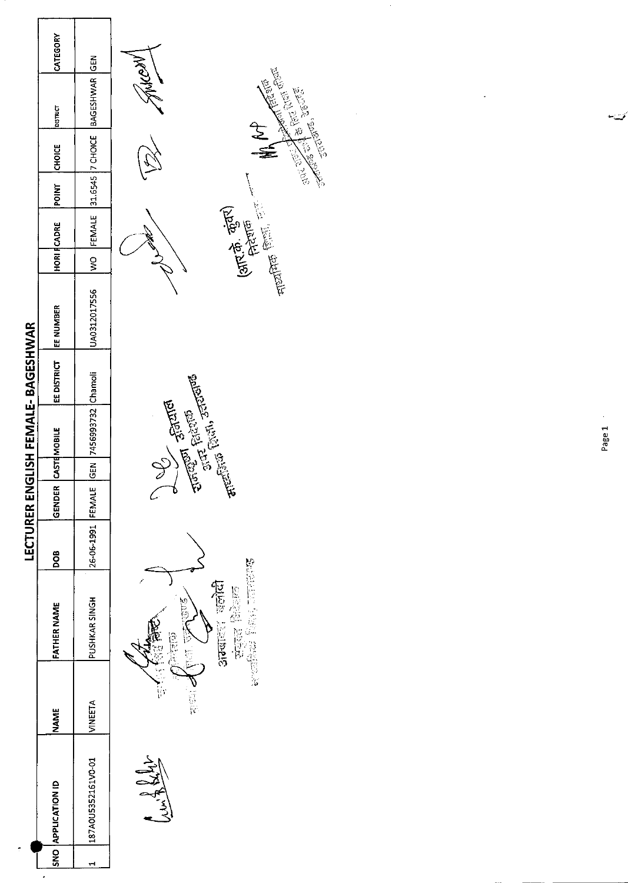# LECTURER ENGLISH FEMALE- BAGESHWAR

| SNO | APPLICATION ID | NAME | FATHER NAME | DOB | GENDER | CASTE | MOBILE | EE DISTRICT | EE NUMBER | HORI R | CADRE | POINT | CHOICE | DISTRICT | CATEGORY |
|---|---|---|---|---|---|---|---|---|---|---|---|---|---|---|---|
| 1 | 187A0US35216IV0-01 | VINEETA | PUSHKAR SINGH | 26-06-1991 | FEMALE | GEN | 7456993732 | Chamoli | UA0312017556 | WO | FEMALE | 31.6545 | 7 CHOICE | BAGESHWAR | GEN |

अपर निदेशक
माध्यमिक शिक्षा, उत्तराखण्ड

अपर निदेशक
माध्यमिक शिक्षा, उत्तराखण्ड

(आर.के. कुंवर)
निदेशक
माध्यमिक शिक्षा

अपर निदेशक
माध्यमिक शिक्षा, उत्तराखण्ड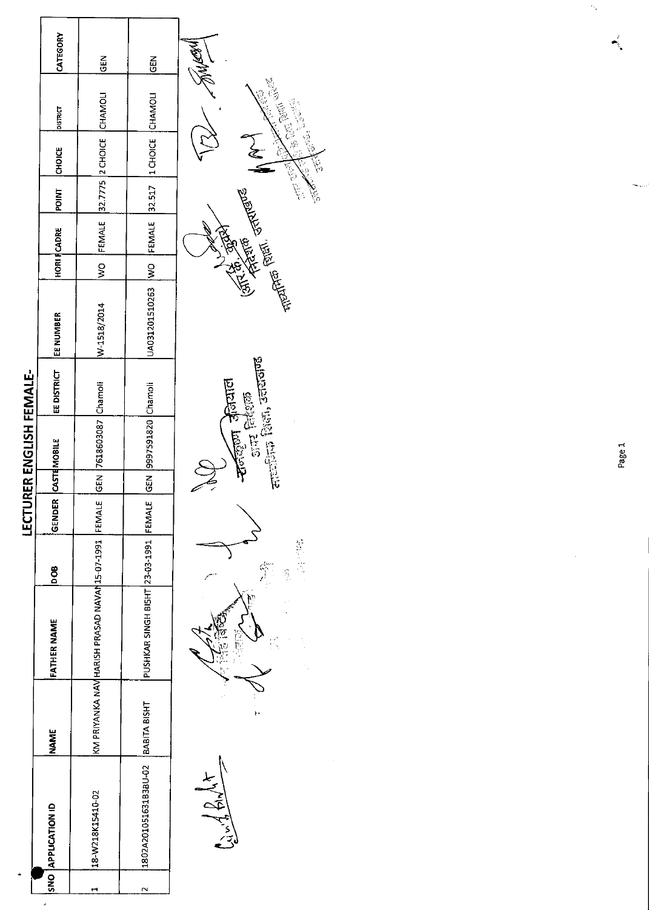# LECTURER ENGLISH FEMALE-

| SNO | APPLICATION ID | NAME | FATHER NAME | DOB | GENDER | CASTE | MOBILE | EE DISTRICT | EE NUMBER | HORI | CADRE | POINT | CHOICE | DISTRICT | CATEGORY |
|---|---|---|---|---|---|---|---|---|---|---|---|---|---|---|---|
| 1 | 18-W218K15410-02 | KM PRIYANKA NAV | HARISH PRASAD NAVAN | 15-07-1991 | FEMALE | GEN | 7618603087 | Chamoli | W-1518/2014 | WO | FEMALE | 32.7775 | 2 CHOICE | CHAMOLI | GEN |
| 2 | 1802A201051631B3BU-02 | BABITA BISHT | PUSHKAR SINGH BISHT | 23-03-1991 | FEMALE | GEN | 9997591820 | Chamoli | UA03120151O263 | WO | FEMALE | 32.517 | 1 CHOICE | CHAMOLI | GEN |

उप निदेशक
माध्यमिक शिक्षा, उत्तराखण्ड

(आर. के. कुंवर)
निदेशक
माध्यमिक शिक्षा, उत्तराखण्ड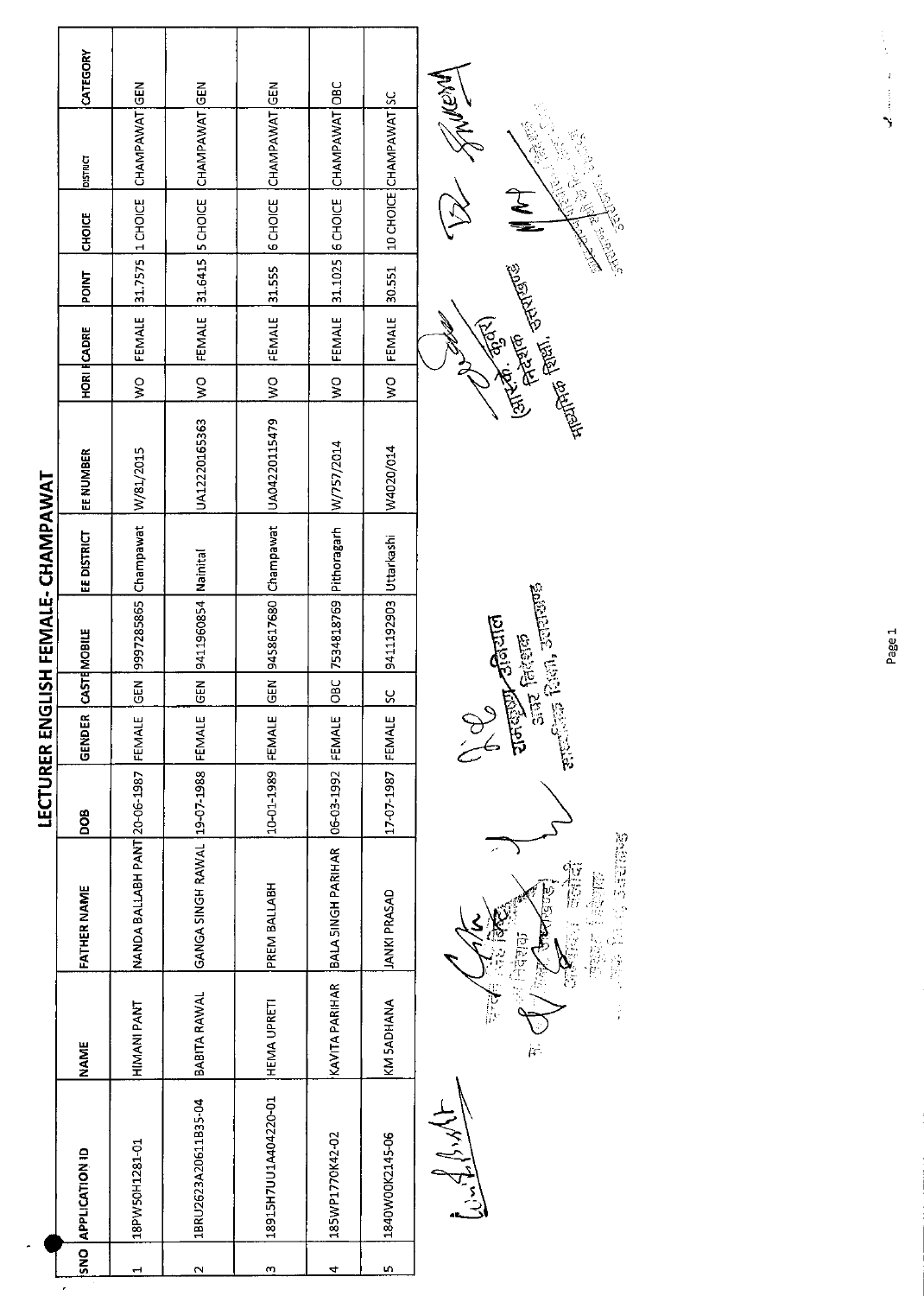# LECTURER ENGLISH FEMALE- CHAMPAWAT

| SNO | APPLICATION ID | NAME | FATHER NAME | DOB | GENDER | CASTE | MOBILE | EE DISTRICT | EE NUMBER | HORI | CADRE | POINT | CHOICE | DISTRICT | CATEGORY |
|---|---|---|---|---|---|---|---|---|---|---|---|---|---|---|---|
| 1 | 18PW50H1281-01 | HIMANI PANT | NANDA BALLABH PANT | 20-06-1987 | FEMALE | GEN | 9997285865 | Champawat | W/81/2015 | WO | FEMALE | 31.7575 | 1 CHOICE | CHAMPAWAT | GEN |
| 2 | 18RU2623A20611B35-04 | BABITA RAWAL | GANGA SINGH RAWAL | 19-07-1988 | FEMALE | GEN | 9411960854 | Nainital | UA12220165363 | WO | FEMALE | 31.6415 | 5 CHOICE | CHAMPAWAT | GEN |
| 3 | 18915H7UU1A404220-01 | HEMA UPRETI | PREM BALLABH | 10-01-1989 | FEMALE | GEN | 9458617680 | Champawat | UA04220115479 | WO | FEMALE | 31.555 | 6 CHOICE | CHAMPAWAT | GEN |
| 4 | 185WP1770K42-02 | KAVITA PARIHAR | BALA SINGH PARIHAR | 06-03-1992 | FEMALE | OBC | 7534818769 | Pithoragarh | W/757/2014 | WO | FEMALE | 31.1025 | 6 CHOICE | CHAMPAWAT | OBC |
| 5 | 1840W00K2145-06 | KM SADHANA | JANKI PRASAD | 17-07-1987 | FEMALE | SC | 9411192903 | Uttarkashi | W4020/014 | WO | FEMALE | 30.551 | 10 CHOICE | CHAMPAWAT | SC |

राजकुमार उनियाल
उप निदेशक
माध्यमिक शिक्षा, उत्तराखण्ड

(आर.के. कुँवर)
निदेशक
माध्यमिक शिक्षा, उत्तराखण्ड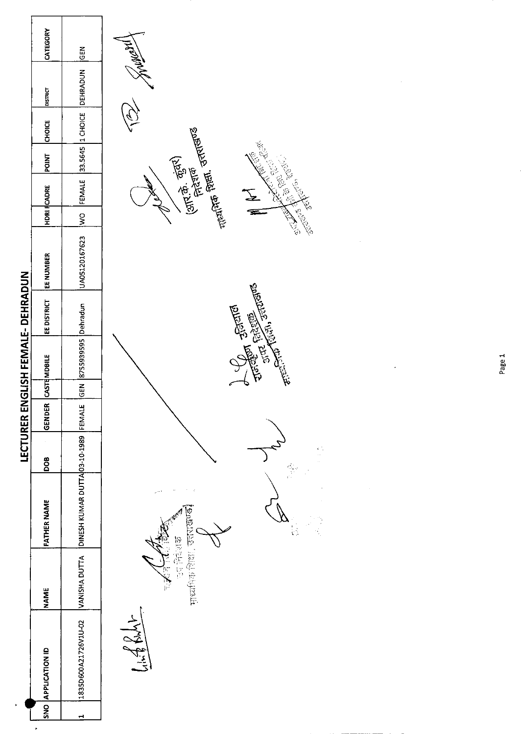# LECTURER ENGLISH FEMALE- DEHRADUN

| SNO | APPLICATION ID | NAME | FATHER NAME | DOB | GENDER | CASTE | MOBILE | EE DISTRICT | EE NUMBER | HDRI F | CADRE | POINT | CHOICE | DISTRICT | CATEGORY |
|---|---|---|---|---|---|---|---|---|---|---|---|---|---|---|---|
| 1 | 1835D600A21726V1U-02 | VANISHA DUTTA | DINESH KUMAR DUTTA | 03-10-1989 | FEMALE | GEN | 8755939595 | Dehradun | UA05120167623 | WO | FEMALE | 33.5645 | 1 CHOICE | DEHRADUN | GEN |

(आर.के. कुंवर)
निदेशक
माध्यमिक शिक्षा, उत्तराखण्ड

राजकुमार उनियाल
अपर निदेशक
माध्यमिक शिक्षा, उत्तराखण्ड

उप निदेशक
माध्यमिक शिक्षा, उत्तराखण्ड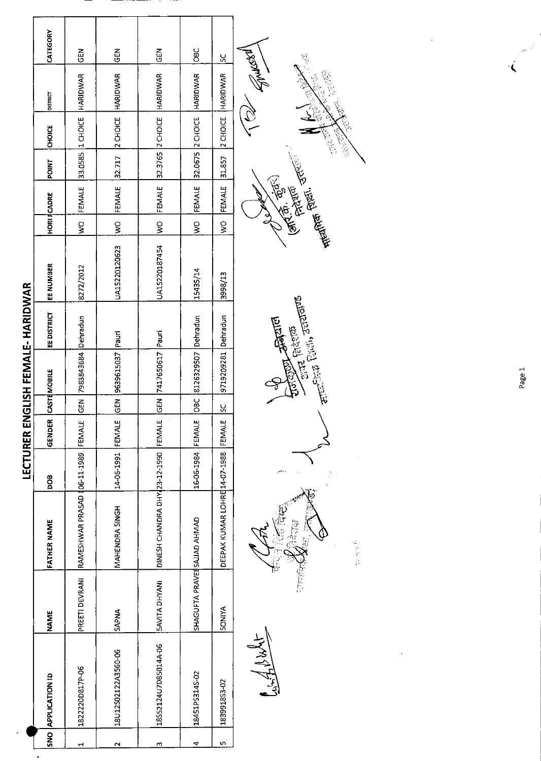# LECTURER ENGLISH FEMALE- HARIDWAR

| SNO | APPLICATION ID | NAME | FATHER NAME | DOB | GENDER | CASTE | MOBILE | EE DISTRICT | EE NUMBER | HORI | CADRE | POINT | CHOICE | DISTRICT | CATEGORY |
|---|---|---|---|---|---|---|---|---|---|---|---|---|---|---|---|
| 1 | 1822220D817P-06 | PREETI DEVRANI | RAMESHWAR PRASAD | 06-11-1989 | FEMALE | GEN | 7983843684 | Dehradun | 8272/2012 | WO | FEMALE | 33.0585 | 1 CHOICE | HARIDWAR | GEN |
| 2 | 18U12S02122A3560-06 | SAPNA | MAHENDRA SINGH | 14-06-1991 | FEMALE | GEN | 9639615037 | Pauri | UA15220120623 | WO | FEMALE | 32.717 | 2 CHOICE | HARIDWAR | GEN |
| 3 | 18S52124U7D85014A-06 | SAVITA DHYANI | DINESH CHANDRA DHY | 23-12-1990 | FEMALE | GEN | 7417650617 | Pauri | UA15220187454 | WO | FEMALE | 32.3765 | 2 CHOICE | HARIDWAR | GEN |
| 4 | 18451PS3145-02 | SHAGUFTA PRAVE | SAJJAD AHMAD | 16-06-1984 | FEMALE | OBC | 8126329507 | Dehradun | 15435/14 | WO | FEMALE | 32.0675 | 2 CHOICE | HARIDWAR | OBC |
| 5 | 18399185S3-02 | SONIYA | DEEPAK KUMAR LOHRE | 14-07-1988 | FEMALE | SC | 9719209281 | Dehradun | 3998/13 | WO | FEMALE | 31.857 | 2 CHOICE | HARIDWAR | SC |

(आर.के. कुंवर)
निदेशक
माध्यमिक शिक्षा, उत्तराखण्ड

उपनिदेशक अधिष्ठान
अपर निदेशक
माध्यमिक शिक्षा, उत्तराखण्ड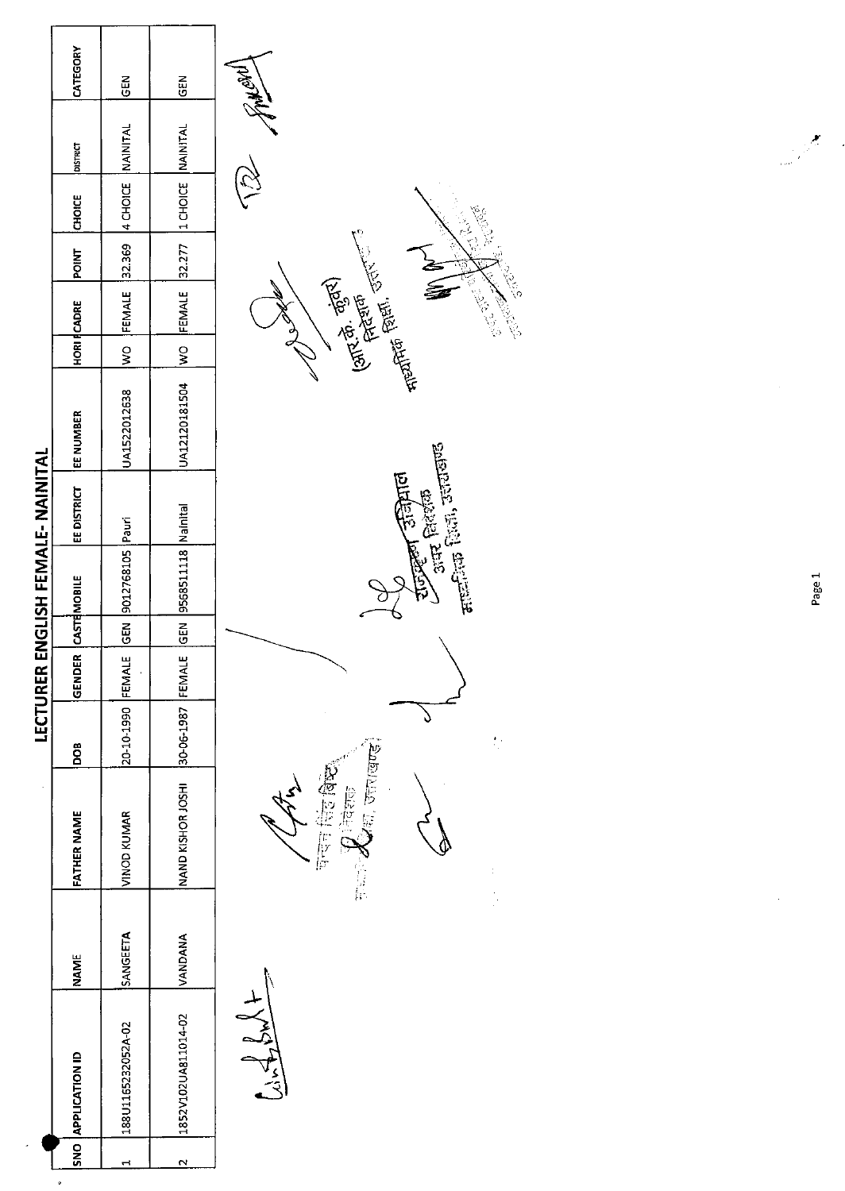## LECTURER ENGLISH FEMALE- NAINITAL

| SNO | APPLICATION ID | NAME | FATHER NAME | DOB | GENDER | CASTE | MOBILE | EE DISTRICT | EE NUMBER | HORI | CADRE | POINT | CHOICE | DISTRICT | CATEGORY |
|---|---|---|---|---|---|---|---|---|---|---|---|---|---|---|---|
| 1 | 188U1165232052A-02 | SANGEETA | VINOD KUMAR | 20-10-1990 | FEMALE | GEN | 9012768105 | Pauri | UA1522012638 | WO | FEMALE | 32.369 | 4 CHOICE | NAINITAL | GEN |
| 2 | 1852V102UA811014-02 | VANDANA | NAND KISHOR JOSHI | 30-06-1987 | FEMALE | GEN | 9568511118 | Nainital | UA12120181504 | WO | FEMALE | 32.277 | 1 CHOICE | NAINITAL | GEN |

(आर.के. कुंवर)
निदेशक
माध्यमिक शिक्षा, उत्तराखण्ड

अपर निदेशक
माध्यमिक शिक्षा, उत्तराखण्ड

अपर निदेशक
माध्यमिक शिक्षा, उत्तराखण्ड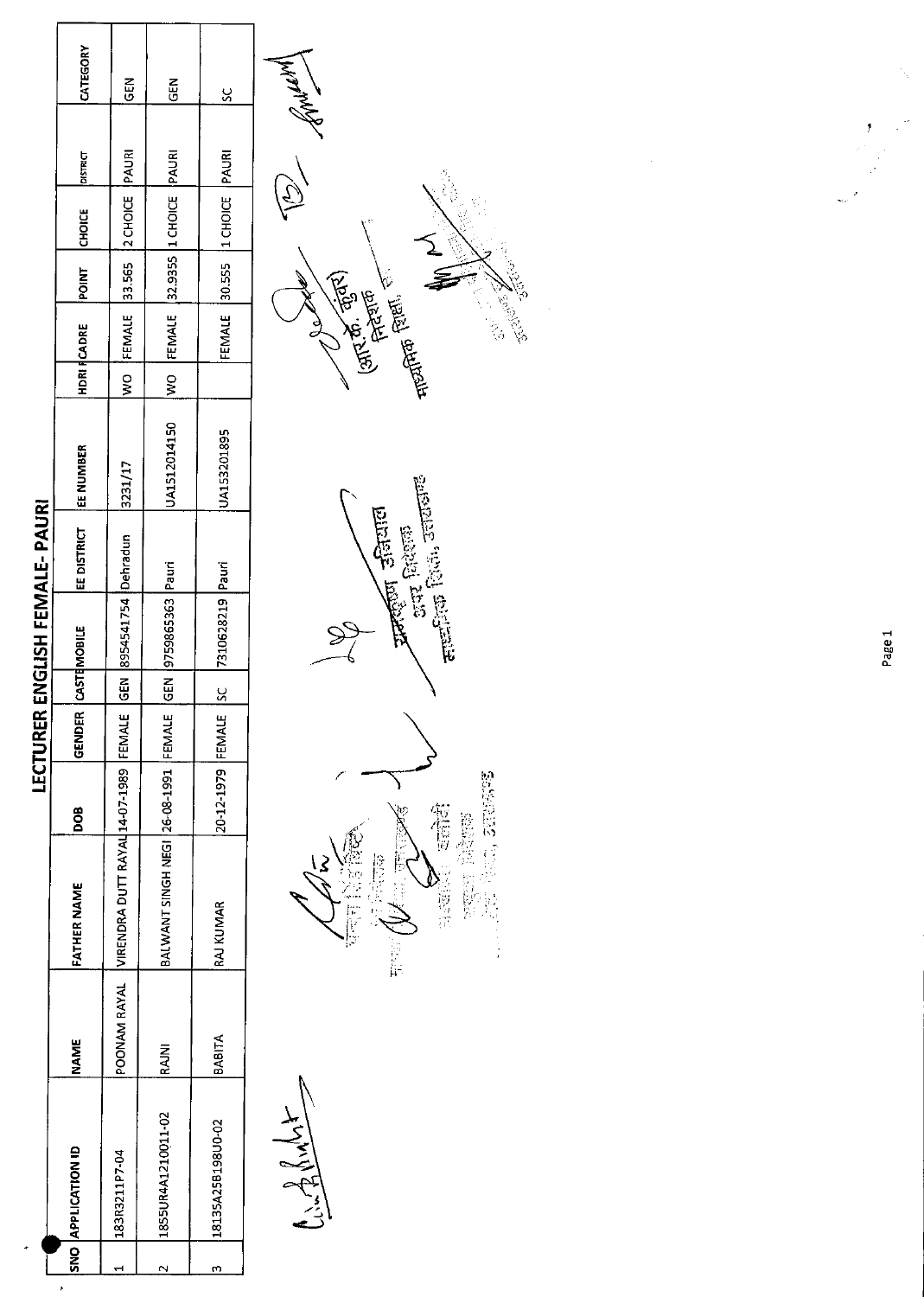# LECTURER ENGLISH FEMALE- PAURI

| SNO | APPLICATION ID | NAME | FATHER NAME | DOB | GENDER | CASTE | MOBILE | EE DISTRICT | EE NUMBER | HDRI F | CADRE | POINT | CHOICE | DISTRICT | CATEGORY |
|---|---|---|---|---|---|---|---|---|---|---|---|---|---|---|---|
| 1 | 183R3211P7-04 | POONAM RAYAL | VIRENDRA DUTT RAYAL | 14-07-1989 | FEMALE | GEN | 8954541754 | Dehradun | 3231/17 | WO | FEMALE | 33.565 | 2 CHOICE | PAURI | GEN |
| 2 | 185SUR4A1210011-02 | RAJNI | BALWANT SINGH NEGI | 26-08-1991 | FEMALE | GEN | 9759865363 | Pauri | UA1512014150 | WO | FEMALE | 32.9355 | 1 CHOICE | PAURI | GEN |
| 3 | 18135A25B198U0-02 | BABITA | RAJ KUMAR | 20-12-1979 | FEMALE | SC | 7310628219 | Pauri | UA153201895 | | FEMALE | 30.555 | 1 CHOICE | PAURI | SC |

(आर. के. कुंवर)
निदेशक
माध्यमिक शिक्षा, उ०

अपर निदेशक
माध्यमिक शिक्षा, उत्तराखण्ड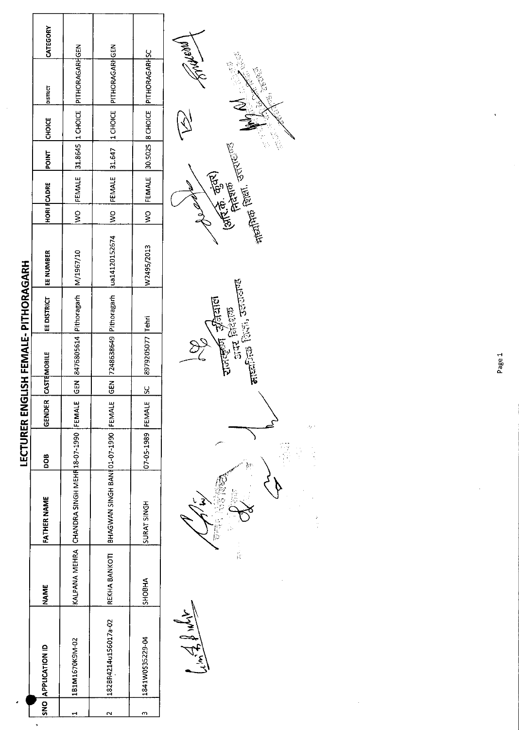# LECTURER ENGLISH FEMALE- PITHORAGARH

| SNO | APPLICATION ID | NAME | FATHER NAME | DOB | GENDER | CASTE | MOBILE | EE DISTRICT | EE NUMBER | HORI | CADRE | POINT | CHOICE | DISTRICT | CATEGORY |
|---|---|---|---|---|---|---|---|---|---|---|---|---|---|---|---|
| 1 | 1B1M1670K9M-02 | KALPANA MEHRA | CHANDRA SINGH MEHR | 18-07-1990 | FEMALE | GEN | 8476805614 | Pithoragarh | M/1967/10 | WO | FEMALE | 31.8645 | 1 CHOICE | PITHORAGARH | GEN |
| 2 | 182BR4214u156017a-02 | REKHA BANKOTI | BHAGWAN SINGH BANI | 01-07-1990 | FEMALE | GEN | 7248638649 | Pithoragarh | ua14120152674 | WO | FEMALE | 31.647 | 1 CHOICE | PITHORAGARH | GEN |
| 3 | 1841W0535229-04 | SHOBHA | SURAT SINGH | 07-05-1989 | FEMALE | SC | 8979205077 | Tehri | W2495/2013 | WO | FEMALE | 30.5025 | 8 CHOICE | PITHORAGARH | SC |

राजकुमार दौमाला
उप निदेशक
माध्यमिक शिक्षा, उत्तराखण्ड

(आर.के. कुंवर)
निदेशक
माध्यमिक शिक्षा, उत्तराखण्ड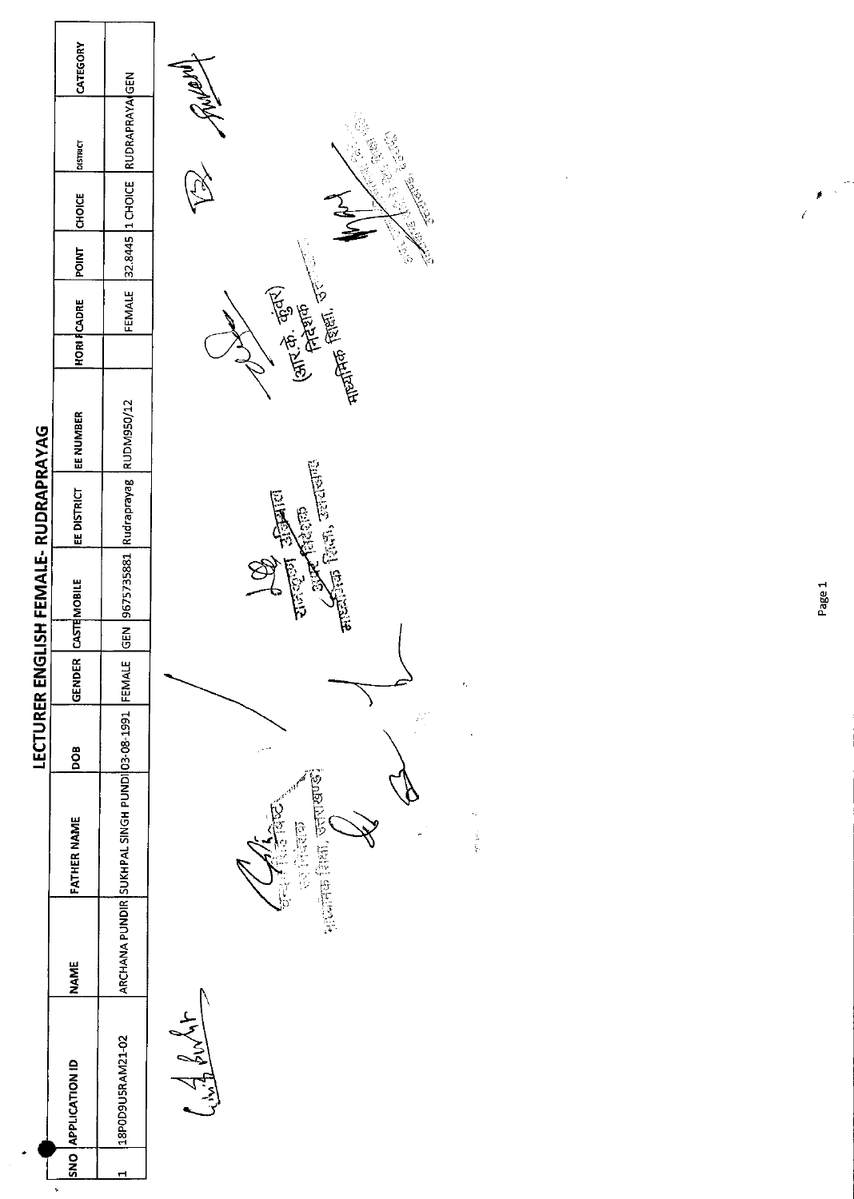# LECTURER ENGLISH FEMALE- RUDRAPRAYAG

| SNO | APPLICATION ID | NAME | FATHER NAME | DOB | GENDER | CASTE | MOBILE | EE DISTRICT | EE NUMBER | HORI | CADRE | POINT | CHOICE | DISTRICT | CATEGORY |
|---|---|---|---|---|---|---|---|---|---|---|---|---|---|---|---|
| 1 | 18P0D9U5RAM21-02 | ARCHANA PUNDIR | SUKHPAL SINGH PUNDI | 03-08-1991 | FEMALE | GEN | 9675735881 | Rudraprayag | RUDM950/12 | | FEMALE | 32.8445 | 1 CHOICE | RUDRAPRAYA | GEN |

(आर.के. कुंवर)
निदेशक
माध्यमिक शिक्षा, उत्तराखण्ड

रामकृष्ण उनियाल
अपर निदेशक
माध्यमिक शिक्षा, उत्तराखण्ड

अपर निदेशक
माध्यमिक शिक्षा, उत्तराखण्ड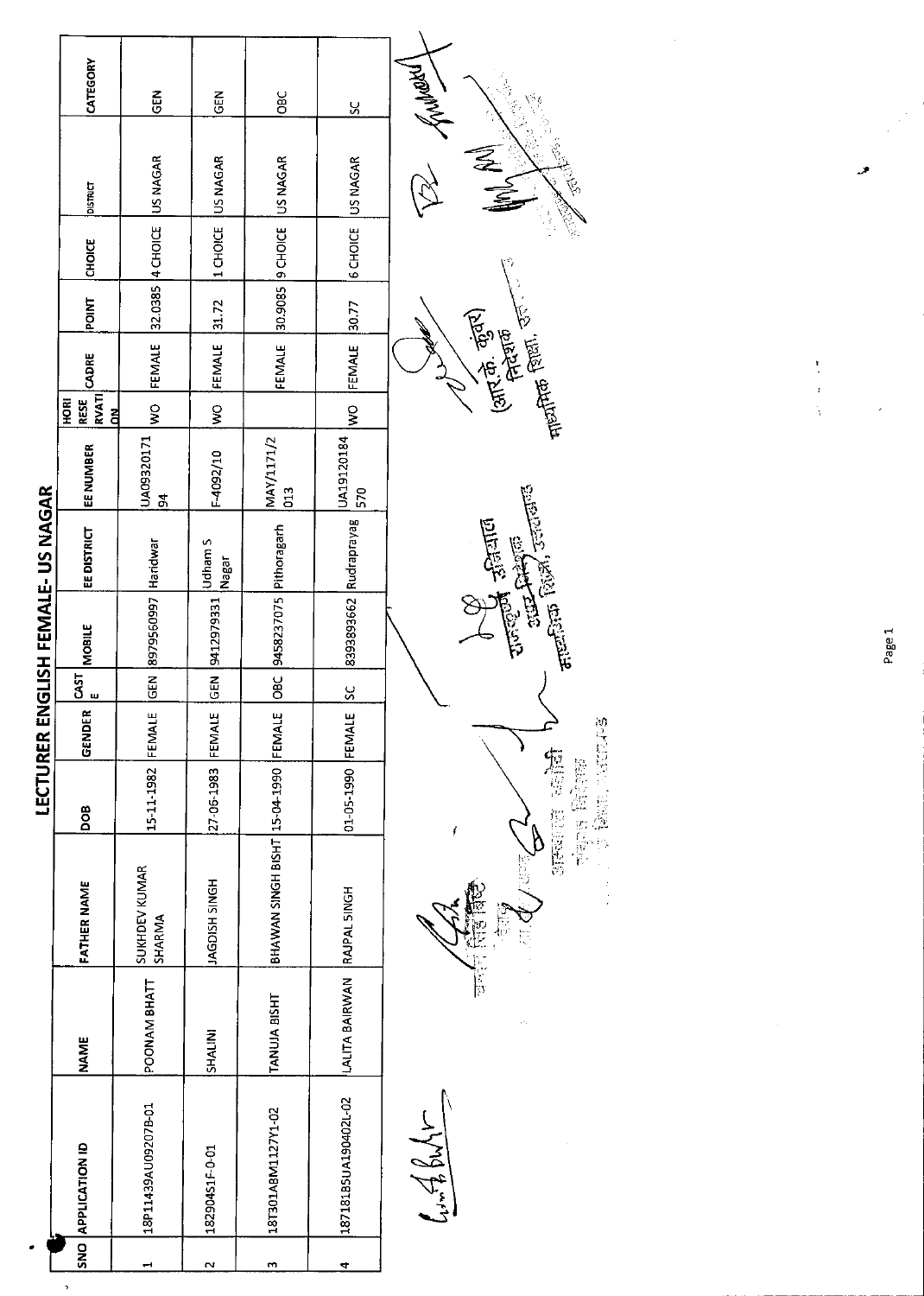# LECTURER ENGLISH FEMALE- US NAGAR

| SNO | APPLICATION ID | NAME | FATHER NAME | DOB | GENDER | CASTE | MOBILE | EE DISTRICT | EE NUMBER | HORI RESERVATION | CADRE | POINT | CHOICE | DISTRICT | CATEGORY |
|---|---|---|---|---|---|---|---|---|---|---|---|---|---|---|---|
| 1 | 18P11439AU09207B-01 | POONAM BHATT | SUKHDEV KUMAR SHARMA | 15-11-1982 | FEMALE | GEN | 8979560997 | Haridwar | UA0932017194 | WO | FEMALE | 32.0385 | 4 CHOICE | US NAGAR | GEN |
| 2 | 18290451F-0-01 | SHALINI | JAGDISH SINGH | 27-06-1983 | FEMALE | GEN | 9412979331 | Udham S Nagar | F-4092/10 | WO | FEMALE | 31.72 | 1 CHOICE | US NAGAR | GEN |
| 3 | 18T301ABM1127Y1-02 | TANUJA BISHT | BHAWAN SINGH BISHT | 15-04-1990 | FEMALE | OBC | 9458237075 | Pithoragarh | MAY/1171/2013 | | FEMALE | 30.9085 | 9 CHOICE | US NAGAR | OBC |
| 4 | 18718185UA190402L-02 | LALITA BAIRWAN | RAJPAL SINGH | 01-05-1990 | FEMALE | SC | 8393893662 | Rudraprayag | UA19120184570 | WO | FEMALE | 30.77 | 6 CHOICE | US NAGAR | SC |

(आर. के. कुंवर)
निदेशक
माध्यमिक शिक्षा, उत्तराखण्ड

उप निदेशक
माध्यमिक शिक्षा, उत्तराखण्ड

अपर निदेशक
माध्यमिक शिक्षा, उत्तराखण्ड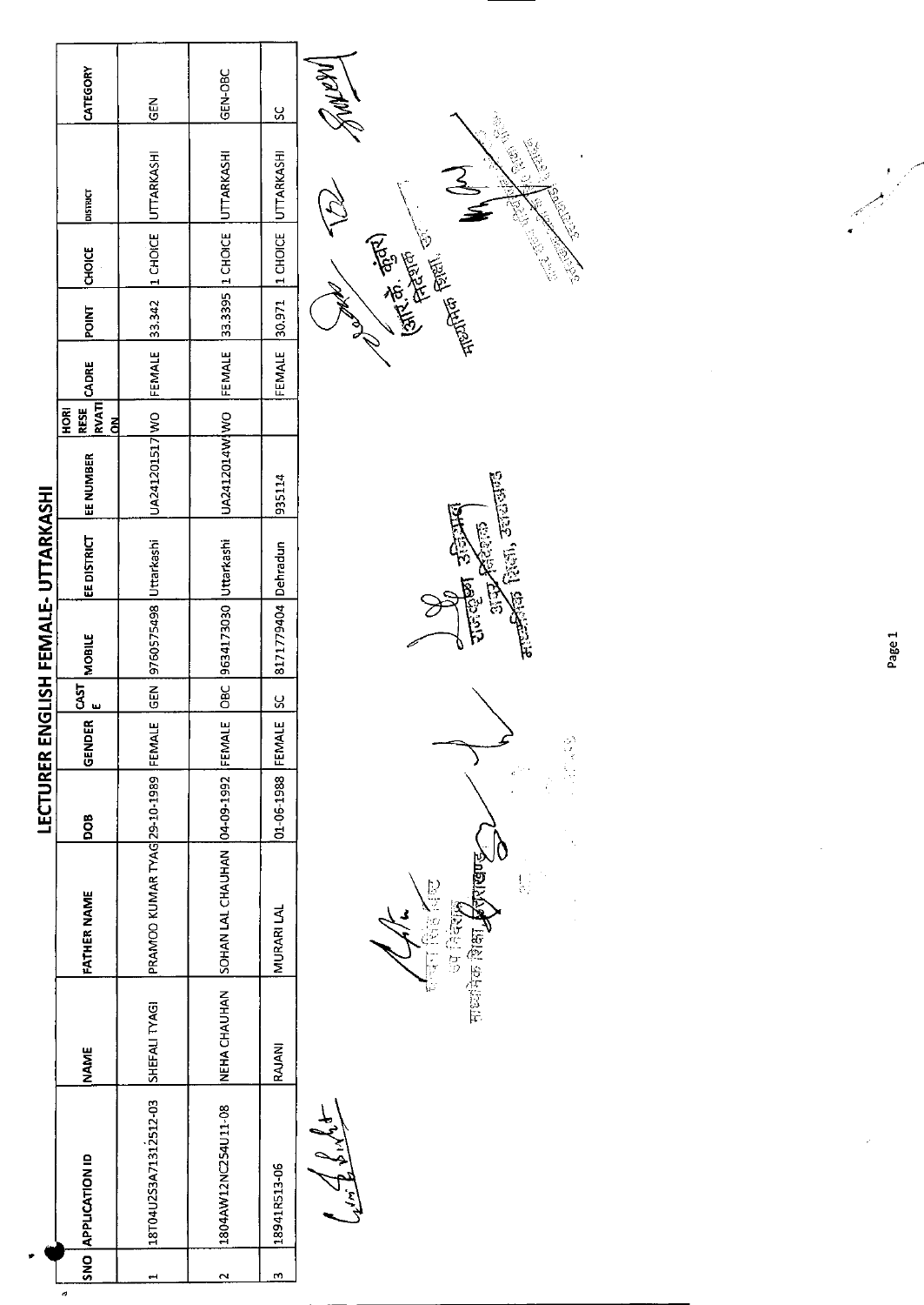# LECTURER ENGLISH FEMALE- UTTARKASHI

| SNO | APPLICATION ID | NAME | FATHER NAME | DOB | GENDER | CASTE | MOBILE | EE DISTRICT | EE NUMBER | HORI RESERVATION | CADRE | POINT | CHOICE | DISTRICT | CATEGORY |
|---|---|---|---|---|---|---|---|---|---|---|---|---|---|---|---|
| 1 | 18T04U2S3A7131251 2-03 | SHEFALI TYAGI | PRAMOD KUMAR TYAG | 29-10-1989 | FEMALE | GEN | 9760575498 | Uttarkashi | UA241201517 | WO | FEMALE | 33.342 | 1 CHOICE | UTTARKASHI | GEN |
| 2 | 1804AW12NC254U11-08 | NEHA CHAUHAN | SOHAN LAL CHAUHAN | 04-09-1992 | FEMALE | OBC | 9634173030 | Uttarkashi | UA2412014W | WO | FEMALE | 33.3395 | 1 CHOICE | UTTARKASHI | GEN-OBC |
| 3 | 18941R513-06 | RAJANI | MURARI LAL | 01-06-1988 | FEMALE | SC | 8171779404 | Dehradun | 935114 | | FEMALE | 30.971 | 1 CHOICE | UTTARKASHI | SC |

(आर.के. कुंवर)
निदेशक
माध्यमिक शिक्षा, उत्तराखण्ड

उप निदेशक
माध्यमिक शिक्षा उत्तराखण्ड

अपर निदेशक
माध्यमिक शिक्षा, उत्तराखण्ड